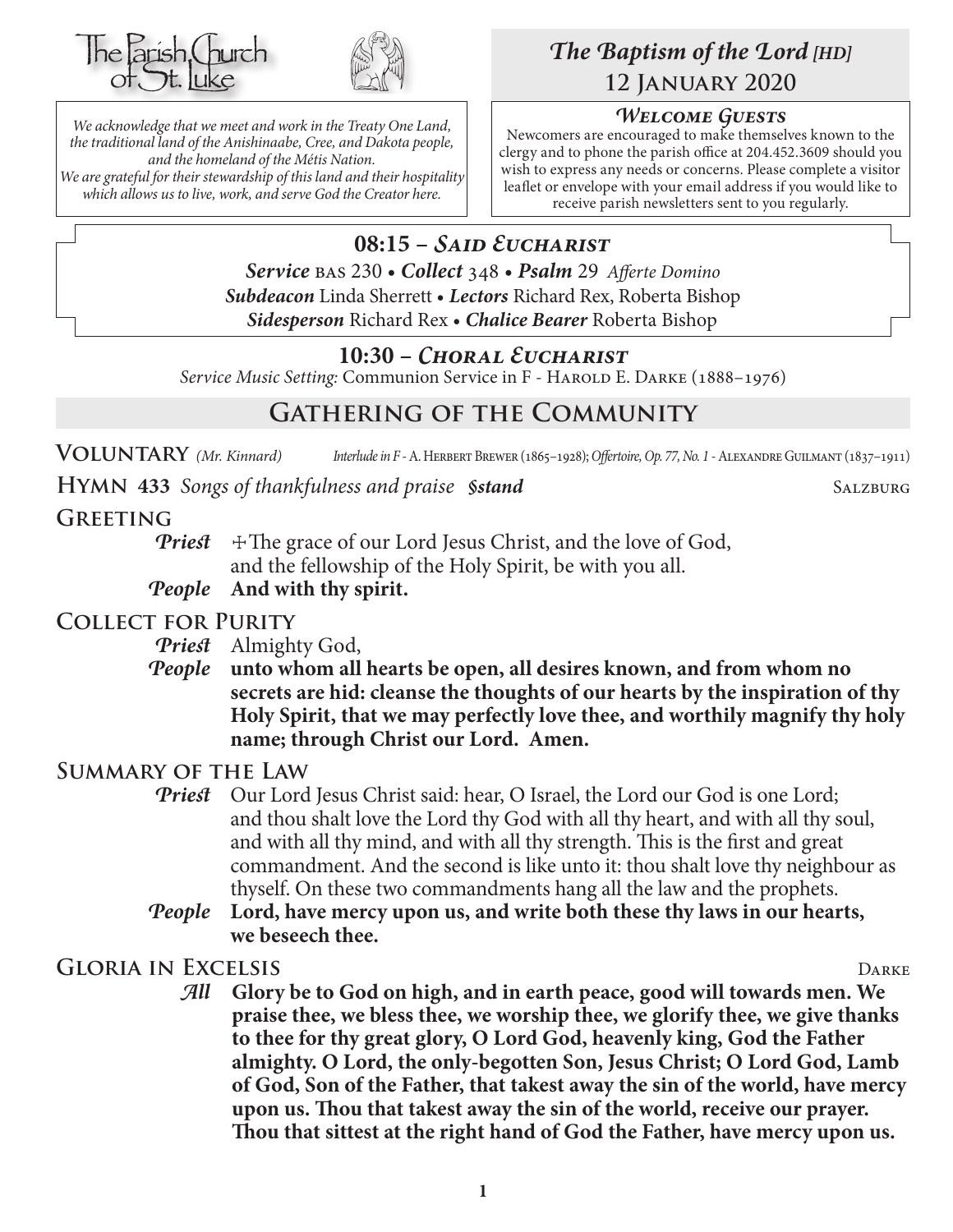The Parish Church of St. Luke

*We acknowledge that we meet and work in the Treaty One Land, the traditional land of the Anishinaabe, Cree, and Dakota people, and the homeland of the Métis Nation. We are grateful for their stewardship of this land and their hospitality which allows us to live, work, and serve God the Creator here.*

# *The Baptism of the Lord [HD]*
## 12 January 2020

### *Welcome Guests*

Newcomers are encouraged to make themselves known to the clergy and to phone the parish office at 204.452.3609 should you wish to express any needs or concerns. Please complete a visitor leaflet or envelope with your email address if you would like to receive parish newsletters sent to you regularly.

### 08:15 – *Said Eucharist*

***Service*** BAS 230 • ***Collect*** 348 • ***Psalm*** 29 *Afferte Domino*
***Subdeacon*** Linda Sherrett • ***Lectors*** Richard Rex, Roberta Bishop
***Sidesperson*** Richard Rex • ***Chalice Bearer*** Roberta Bishop

### 10:30 – *Choral Eucharist*

*Service Music Setting:* Communion Service in F - Harold E. Darke (1888–1976)

## Gathering of the Community

**Voluntary** *(Mr. Kinnard)* *Interlude in F* - A. Herbert Brewer (1865–1928); *Offertoire, Op. 77, No. 1* - Alexandre Guilmant (1837–1911)

**Hymn 433** *Songs of thankfulness and praise* ***§stand*** Salzburg

**Greeting**

***Priest*** ✠The grace of our Lord Jesus Christ, and the love of God, and the fellowship of the Holy Spirit, be with you all.
***People*** **And with thy spirit.**

**Collect for Purity**

***Priest*** Almighty God,
***People*** **unto whom all hearts be open, all desires known, and from whom no secrets are hid: cleanse the thoughts of our hearts by the inspiration of thy Holy Spirit, that we may perfectly love thee, and worthily magnify thy holy name; through Christ our Lord. Amen.**

**Summary of the Law**

***Priest*** Our Lord Jesus Christ said: hear, O Israel, the Lord our God is one Lord; and thou shalt love the Lord thy God with all thy heart, and with all thy soul, and with all thy mind, and with all thy strength. This is the first and great commandment. And the second is like unto it: thou shalt love thy neighbour as thyself. On these two commandments hang all the law and the prophets.
***People*** **Lord, have mercy upon us, and write both these thy laws in our hearts, we beseech thee.**

**Gloria in Excelsis** Darke

***All*** **Glory be to God on high, and in earth peace, good will towards men. We praise thee, we bless thee, we worship thee, we glorify thee, we give thanks to thee for thy great glory, O Lord God, heavenly king, God the Father almighty. O Lord, the only-begotten Son, Jesus Christ; O Lord God, Lamb of God, Son of the Father, that takest away the sin of the world, have mercy upon us. Thou that takest away the sin of the world, receive our prayer. Thou that sittest at the right hand of God the Father, have mercy upon us.**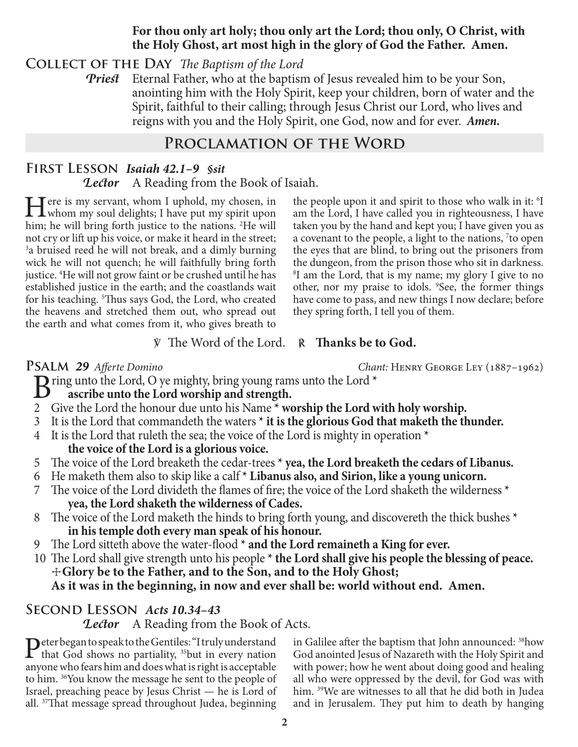**For thou only art holy; thou only art the Lord; thou only, O Christ, with the Holy Ghost, art most high in the glory of God the Father. Amen.**

## Collect of the Day *The Baptism of the Lord*

***Priest*** Eternal Father, who at the baptism of Jesus revealed him to be your Son, anointing him with the Holy Spirit, keep your children, born of water and the Spirit, faithful to their calling; through Jesus Christ our Lord, who lives and reigns with you and the Holy Spirit, one God, now and for ever. ***Amen.***

# Proclamation of the Word

## First Lesson *Isaiah 42.1–9 §sit*

***Lector*** A Reading from the Book of Isaiah.

Here is my servant, whom I uphold, my chosen, in whom my soul delights; I have put my spirit upon him; he will bring forth justice to the nations. [2]He will not cry or lift up his voice, or make it heard in the street; [3]a bruised reed he will not break, and a dimly burning wick he will not quench; he will faithfully bring forth justice. [4]He will not grow faint or be crushed until he has established justice in the earth; and the coastlands wait for his teaching. [5]Thus says God, the Lord, who created the heavens and stretched them out, who spread out the earth and what comes from it, who gives breath to the people upon it and spirit to those who walk in it: [6]I am the Lord, I have called you in righteousness, I have taken you by the hand and kept you; I have given you as a covenant to the people, a light to the nations, [7]to open the eyes that are blind, to bring out the prisoners from the dungeon, from the prison those who sit in darkness. [8]I am the Lord, that is my name; my glory I give to no other, nor my praise to idols. [9]See, the former things have come to pass, and new things I now declare; before they spring forth, I tell you of them.

℣ The Word of the Lord. ℟ **Thanks be to God.**

## Psalm *29 Afferte Domino* — *Chant:* Henry George Ley (1887–1962)

Bring unto the Lord, O ye mighty, bring young rams unto the Lord *
**ascribe unto the Lord worship and strength.**

2 Give the Lord the honour due unto his Name * **worship the Lord with holy worship.**

3 It is the Lord that commandeth the waters * **it is the glorious God that maketh the thunder.**

4 It is the Lord that ruleth the sea; the voice of the Lord is mighty in operation *
**the voice of the Lord is a glorious voice.**

5 The voice of the Lord breaketh the cedar-trees * **yea, the Lord breaketh the cedars of Libanus.**

6 He maketh them also to skip like a calf * **Libanus also, and Sirion, like a young unicorn.**

7 The voice of the Lord divideth the flames of fire; the voice of the Lord shaketh the wilderness *
**yea, the Lord shaketh the wilderness of Cades.**

8 The voice of the Lord maketh the hinds to bring forth young, and discovereth the thick bushes *
**in his temple doth every man speak of his honour.**

9 The Lord sitteth above the water-flood * **and the Lord remaineth a King for ever.**

10 The Lord shall give strength unto his people * **the Lord shall give his people the blessing of peace.**

☩ **Glory be to the Father, and to the Son, and to the Holy Ghost;**
**As it was in the beginning, in now and ever shall be: world without end. Amen.**

## Second Lesson *Acts 10.34–43*

***Lector*** A Reading from the Book of Acts.

Peter began to speak to the Gentiles: "I truly understand that God shows no partiality, [35]but in every nation anyone who fears him and does what is right is acceptable to him. [36]You know the message he sent to the people of Israel, preaching peace by Jesus Christ — he is Lord of all. [37]That message spread throughout Judea, beginning in Galilee after the baptism that John announced: [38]how God anointed Jesus of Nazareth with the Holy Spirit and with power; how he went about doing good and healing all who were oppressed by the devil, for God was with him. [39]We are witnesses to all that he did both in Judea and in Jerusalem. They put him to death by hanging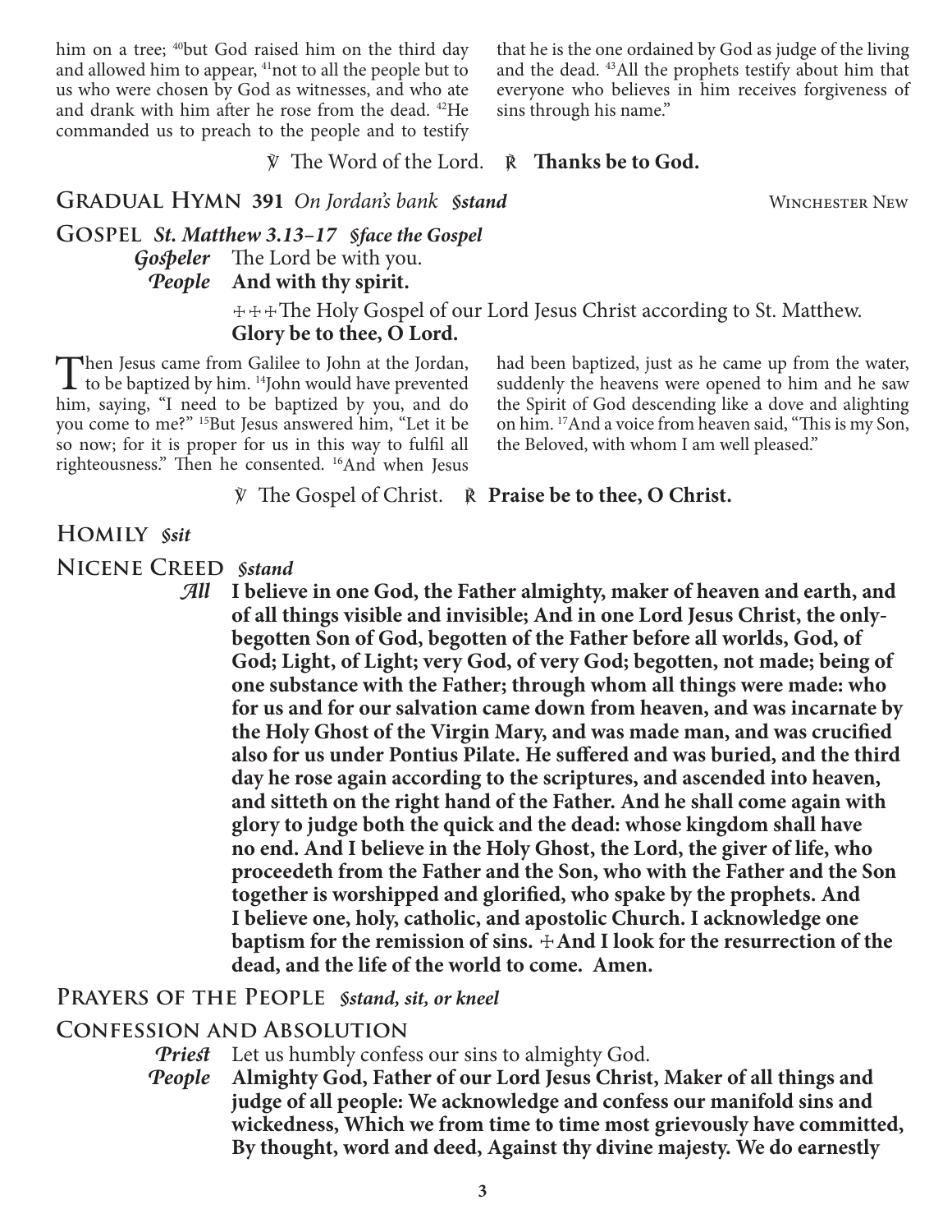him on a tree; [40]but God raised him on the third day and allowed him to appear, [41]not to all the people but to us who were chosen by God as witnesses, and who ate and drank with him after he rose from the dead. [42]He commanded us to preach to the people and to testify that he is the one ordained by God as judge of the living and the dead. [43]All the prophets testify about him that everyone who believes in him receives forgiveness of sins through his name."

℣ The Word of the Lord. ℟ **Thanks be to God.**

## Gradual Hymn 391 *On Jordan's bank* *§stand* — Winchester New

## Gospel *St. Matthew 3.13–17* *§face the Gospel*

*Gospeler* The Lord be with you.
*People* **And with thy spirit.**

✠✠✠The Holy Gospel of our Lord Jesus Christ according to St. Matthew.
**Glory be to thee, O Lord.**

Then Jesus came from Galilee to John at the Jordan, to be baptized by him. [14]John would have prevented him, saying, "I need to be baptized by you, and do you come to me?" [15]But Jesus answered him, "Let it be so now; for it is proper for us in this way to fulfil all righteousness." Then he consented. [16]And when Jesus had been baptized, just as he came up from the water, suddenly the heavens were opened to him and he saw the Spirit of God descending like a dove and alighting on him. [17]And a voice from heaven said, "This is my Son, the Beloved, with whom I am well pleased."

℣ The Gospel of Christ. ℟ **Praise be to thee, O Christ.**

## Homily *§sit*

## Nicene Creed *§stand*

*All* **I believe in one God, the Father almighty, maker of heaven and earth, and of all things visible and invisible; And in one Lord Jesus Christ, the only-begotten Son of God, begotten of the Father before all worlds, God, of God; Light, of Light; very God, of very God; begotten, not made; being of one substance with the Father; through whom all things were made: who for us and for our salvation came down from heaven, and was incarnate by the Holy Ghost of the Virgin Mary, and was made man, and was crucified also for us under Pontius Pilate. He suffered and was buried, and the third day he rose again according to the scriptures, and ascended into heaven, and sitteth on the right hand of the Father. And he shall come again with glory to judge both the quick and the dead: whose kingdom shall have no end. And I believe in the Holy Ghost, the Lord, the giver of life, who proceedeth from the Father and the Son, who with the Father and the Son together is worshipped and glorified, who spake by the prophets. And I believe one, holy, catholic, and apostolic Church. I acknowledge one baptism for the remission of sins. ✠And I look for the resurrection of the dead, and the life of the world to come. Amen.**

## Prayers of the People *§stand, sit, or kneel*

## Confession and Absolution

*Priest* Let us humbly confess our sins to almighty God.
*People* **Almighty God, Father of our Lord Jesus Christ, Maker of all things and judge of all people: We acknowledge and confess our manifold sins and wickedness, Which we from time to time most grievously have committed, By thought, word and deed, Against thy divine majesty. We do earnestly**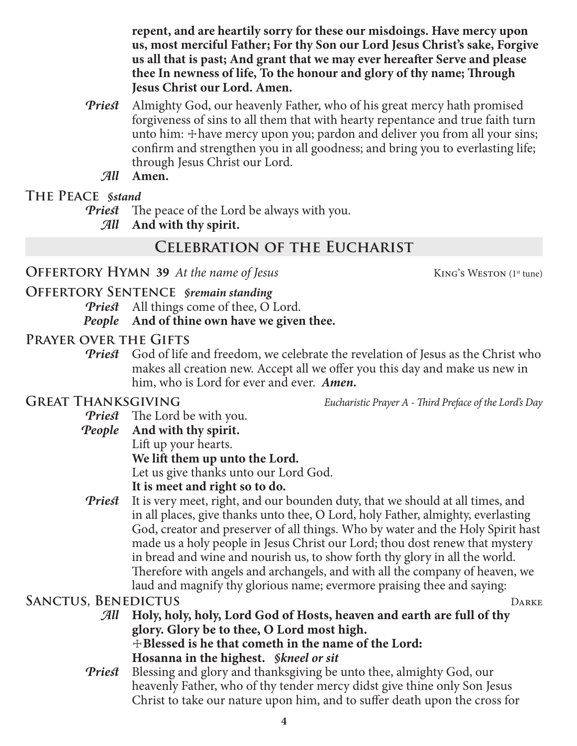**repent, and are heartily sorry for these our misdoings. Have mercy upon us, most merciful Father; For thy Son our Lord Jesus Christ's sake, Forgive us all that is past; And grant that we may ever hereafter Serve and please thee In newness of life, To the honour and glory of thy name; Through Jesus Christ our Lord. Amen.**

*Priest* Almighty God, our heavenly Father, who of his great mercy hath promised forgiveness of sins to all them that with hearty repentance and true faith turn unto him: ✠have mercy upon you; pardon and deliver you from all your sins; confirm and strengthen you in all goodness; and bring you to everlasting life; through Jesus Christ our Lord.

*All* **Amen.**

### The Peace *§stand*

*Priest* The peace of the Lord be always with you.

*All* **And with thy spirit.**

## Celebration of the Eucharist

### Offertory Hymn 39 *At the name of Jesus* — King's Weston (1st tune)

### Offertory Sentence *§remain standing*

*Priest* All things come of thee, O Lord.

*People* **And of thine own have we given thee.**

### Prayer over the Gifts

*Priest* God of life and freedom, we celebrate the revelation of Jesus as the Christ who makes all creation new. Accept all we offer you this day and make us new in him, who is Lord for ever and ever. ***Amen.***

### Great Thanksgiving — *Eucharistic Prayer A - Third Preface of the Lord's Day*

*Priest* The Lord be with you.

*People* **And with thy spirit.**

Lift up your hearts.

**We lift them up unto the Lord.**

Let us give thanks unto our Lord God.

**It is meet and right so to do.**

*Priest* It is very meet, right, and our bounden duty, that we should at all times, and in all places, give thanks unto thee, O Lord, holy Father, almighty, everlasting God, creator and preserver of all things. Who by water and the Holy Spirit hast made us a holy people in Jesus Christ our Lord; thou dost renew that mystery in bread and wine and nourish us, to show forth thy glory in all the world. Therefore with angels and archangels, and with all the company of heaven, we laud and magnify thy glorious name; evermore praising thee and saying:

### Sanctus, Benedictus — Darke

*All* **Holy, holy, holy, Lord God of Hosts, heaven and earth are full of thy glory. Glory be to thee, O Lord most high.**
**✠Blessed is he that cometh in the name of the Lord:**
**Hosanna in the highest.** *§kneel or sit*

*Priest* Blessing and glory and thanksgiving be unto thee, almighty God, our heavenly Father, who of thy tender mercy didst give thine only Son Jesus Christ to take our nature upon him, and to suffer death upon the cross for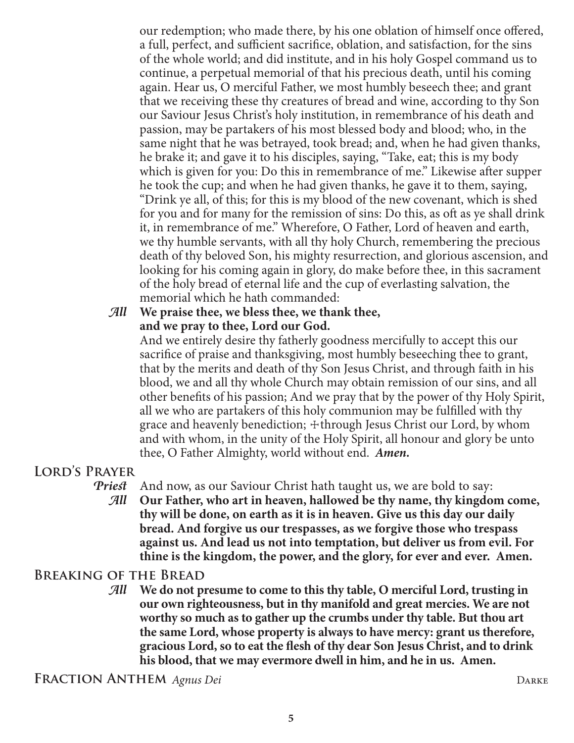our redemption; who made there, by his one oblation of himself once offered, a full, perfect, and sufficient sacrifice, oblation, and satisfaction, for the sins of the whole world; and did institute, and in his holy Gospel command us to continue, a perpetual memorial of that his precious death, until his coming again. Hear us, O merciful Father, we most humbly beseech thee; and grant that we receiving these thy creatures of bread and wine, according to thy Son our Saviour Jesus Christ's holy institution, in remembrance of his death and passion, may be partakers of his most blessed body and blood; who, in the same night that he was betrayed, took bread; and, when he had given thanks, he brake it; and gave it to his disciples, saying, "Take, eat; this is my body which is given for you: Do this in remembrance of me." Likewise after supper he took the cup; and when he had given thanks, he gave it to them, saying, "Drink ye all, of this; for this is my blood of the new covenant, which is shed for you and for many for the remission of sins: Do this, as oft as ye shall drink it, in remembrance of me." Wherefore, O Father, Lord of heaven and earth, we thy humble servants, with all thy holy Church, remembering the precious death of thy beloved Son, his mighty resurrection, and glorious ascension, and looking for his coming again in glory, do make before thee, in this sacrament of the holy bread of eternal life and the cup of everlasting salvation, the memorial which he hath commanded:

*All* **We praise thee, we bless thee, we thank thee, and we pray to thee, Lord our God.**

And we entirely desire thy fatherly goodness mercifully to accept this our sacrifice of praise and thanksgiving, most humbly beseeching thee to grant, that by the merits and death of thy Son Jesus Christ, and through faith in his blood, we and all thy whole Church may obtain remission of our sins, and all other benefits of his passion; And we pray that by the power of thy Holy Spirit, all we who are partakers of this holy communion may be fulfilled with thy grace and heavenly benediction; ☩through Jesus Christ our Lord, by whom and with whom, in the unity of the Holy Spirit, all honour and glory be unto thee, O Father Almighty, world without end. ***Amen.***

## Lord's Prayer

*Priest* And now, as our Saviour Christ hath taught us, we are bold to say:

*All* **Our Father, who art in heaven, hallowed be thy name, thy kingdom come, thy will be done, on earth as it is in heaven. Give us this day our daily bread. And forgive us our trespasses, as we forgive those who trespass against us. And lead us not into temptation, but deliver us from evil. For thine is the kingdom, the power, and the glory, for ever and ever. Amen.**

## Breaking of the Bread

*All* **We do not presume to come to this thy table, O merciful Lord, trusting in our own righteousness, but in thy manifold and great mercies. We are not worthy so much as to gather up the crumbs under thy table. But thou art the same Lord, whose property is always to have mercy: grant us therefore, gracious Lord, so to eat the flesh of thy dear Son Jesus Christ, and to drink his blood, that we may evermore dwell in him, and he in us. Amen.**

## Fraction Anthem *Agnus Dei* — Darke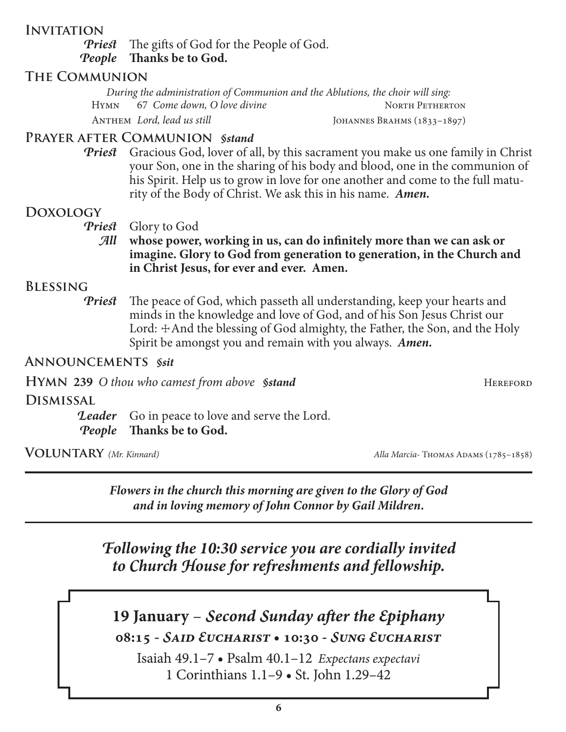## Invitation

***Priest*** The gifts of God for the People of God.
***People*** **Thanks be to God.**

## The Communion

*During the administration of Communion and the Ablutions, the choir will sing:*

Hymn 67 *Come down, O love divine* — North Petherton

Anthem *Lord, lead us still* — Johannes Brahms (1833–1897)

## Prayer after Communion *§stand*

***Priest*** Gracious God, lover of all, by this sacrament you make us one family in Christ your Son, one in the sharing of his body and blood, one in the communion of his Spirit. Help us to grow in love for one another and come to the full maturity of the Body of Christ. We ask this in his name. ***Amen.***

## Doxology

***Priest*** Glory to God
***All*** **whose power, working in us, can do infinitely more than we can ask or imagine. Glory to God from generation to generation, in the Church and in Christ Jesus, for ever and ever. Amen.**

## Blessing

***Priest*** The peace of God, which passeth all understanding, keep your hearts and minds in the knowledge and love of God, and of his Son Jesus Christ our Lord: ☩ And the blessing of God almighty, the Father, the Son, and the Holy Spirit be amongst you and remain with you always. ***Amen.***

## Announcements *§sit*

## Hymn 239 *O thou who camest from above* *§stand* — Hereford

## Dismissal

***Leader*** Go in peace to love and serve the Lord.
***People*** **Thanks be to God.**

## Voluntary *(Mr. Kinnard)* — *Alla Marcia*- Thomas Adams (1785–1858)

---

***Flowers in the church this morning are given to the Glory of God and in loving memory of John Connor by Gail Mildren.***

---

***Following the 10:30 service you are cordially invited to Church House for refreshments and fellowship.***

**19 January** – ***Second Sunday after the Epiphany***

**08:15 - *Said Eucharist* • 10:30 - *Sung Eucharist***

Isaiah 49.1–7 • Psalm 40.1–12 *Expectans expectavi*
1 Corinthians 1.1–9 • St. John 1.29–42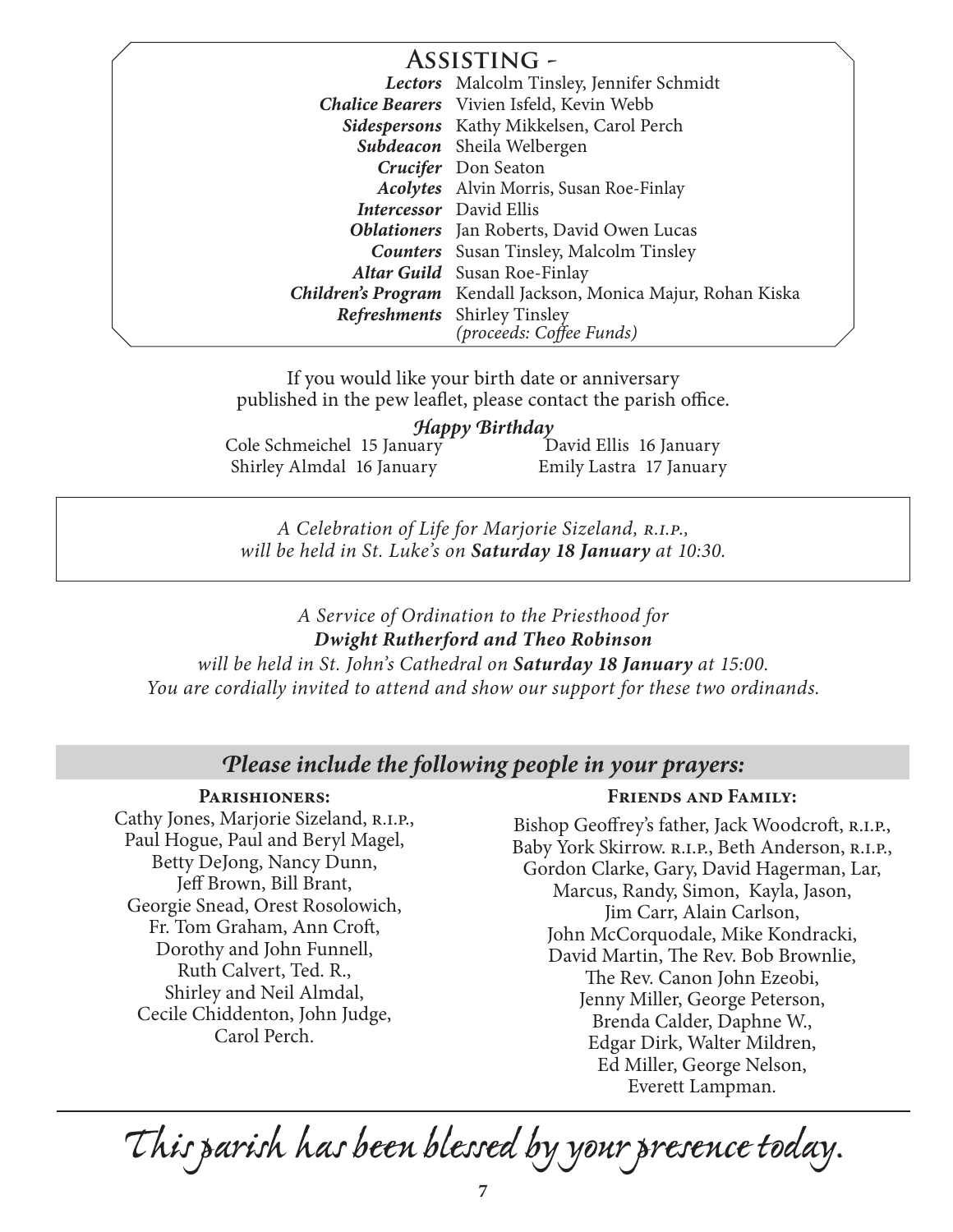## Assisting -

| | |
|---|---|
| ***Lectors*** | Malcolm Tinsley, Jennifer Schmidt |
| ***Chalice Bearers*** | Vivien Isfeld, Kevin Webb |
| ***Sidespersons*** | Kathy Mikkelsen, Carol Perch |
| ***Subdeacon*** | Sheila Welbergen |
| ***Crucifer*** | Don Seaton |
| ***Acolytes*** | Alvin Morris, Susan Roe-Finlay |
| ***Intercessor*** | David Ellis |
| ***Oblationers*** | Jan Roberts, David Owen Lucas |
| ***Counters*** | Susan Tinsley, Malcolm Tinsley |
| ***Altar Guild*** | Susan Roe-Finlay |
| ***Children's Program*** | Kendall Jackson, Monica Majur, Rohan Kiska |
| ***Refreshments*** | Shirley Tinsley *(proceeds: Coffee Funds)* |

If you would like your birth date or anniversary published in the pew leaflet, please contact the parish office.

***Happy Birthday***

Cole Schmeichel 15 January
David Ellis 16 January
Shirley Almdal 16 January
Emily Lastra 17 January

*A Celebration of Life for Marjorie Sizeland, R.I.P., will be held in St. Luke's on **Saturday 18 January** at 10:30.*

*A Service of Ordination to the Priesthood for*
***Dwight Rutherford and Theo Robinson***
*will be held in St. John's Cathedral on **Saturday 18 January** at 15:00.*
*You are cordially invited to attend and show our support for these two ordinands.*

## *Please include the following people in your prayers:*

**Parishioners:**

Cathy Jones, Marjorie Sizeland, R.I.P., Paul Hogue, Paul and Beryl Magel, Betty DeJong, Nancy Dunn, Jeff Brown, Bill Brant, Georgie Snead, Orest Rosolowich, Fr. Tom Graham, Ann Croft, Dorothy and John Funnell, Ruth Calvert, Ted. R., Shirley and Neil Almdal, Cecile Chiddenton, John Judge, Carol Perch.

**Friends and Family:**

Bishop Geoffrey's father, Jack Woodcroft, R.I.P., Baby York Skirrow. R.I.P., Beth Anderson, R.I.P., Gordon Clarke, Gary, David Hagerman, Lar, Marcus, Randy, Simon, Kayla, Jason, Jim Carr, Alain Carlson, John McCorquodale, Mike Kondracki, David Martin, The Rev. Bob Brownlie, The Rev. Canon John Ezeobi, Jenny Miller, George Peterson, Brenda Calder, Daphne W., Edgar Dirk, Walter Mildren, Ed Miller, George Nelson, Everett Lampman.

*This parish has been blessed by your presence today.*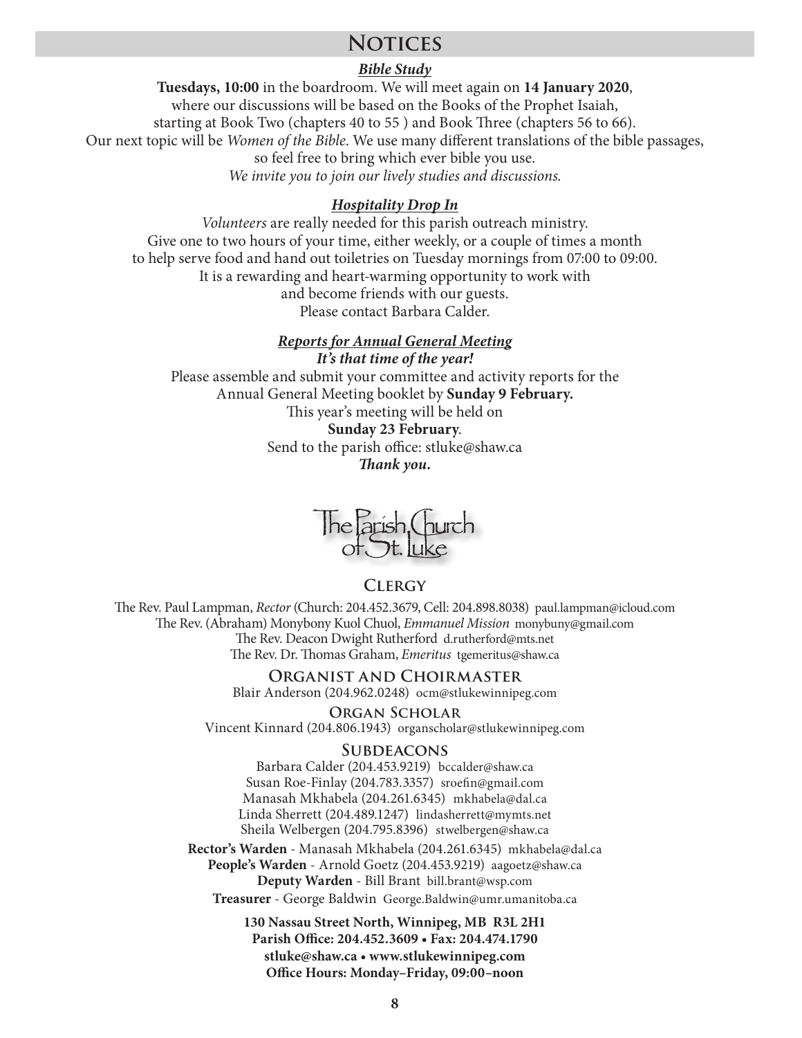# Notices

***Bible Study***

**Tuesdays, 10:00** in the boardroom. We will meet again on **14 January 2020**, where our discussions will be based on the Books of the Prophet Isaiah, starting at Book Two (chapters 40 to 55 ) and Book Three (chapters 56 to 66). Our next topic will be *Women of the Bible*. We use many different translations of the bible passages, so feel free to bring which ever bible you use.

*We invite you to join our lively studies and discussions.*

***Hospitality Drop In***

*Volunteers* are really needed for this parish outreach ministry. Give one to two hours of your time, either weekly, or a couple of times a month to help serve food and hand out toiletries on Tuesday mornings from 07:00 to 09:00. It is a rewarding and heart-warming opportunity to work with and become friends with our guests. Please contact Barbara Calder.

***Reports for Annual General Meeting***

***It's that time of the year!***

Please assemble and submit your committee and activity reports for the Annual General Meeting booklet by **Sunday 9 February.** This year's meeting will be held on **Sunday 23 February**. Send to the parish office: stluke@shaw.ca

***Thank you.***

The Parish Church of St. Luke

## Clergy

The Rev. Paul Lampman, *Rector* (Church: 204.452.3679, Cell: 204.898.8038) paul.lampman@icloud.com
The Rev. (Abraham) Monybony Kuol Chuol, *Emmanuel Mission* monybuny@gmail.com
The Rev. Deacon Dwight Rutherford d.rutherford@mts.net
The Rev. Dr. Thomas Graham, *Emeritus* tgemeritus@shaw.ca

## Organist and Choirmaster

Blair Anderson (204.962.0248) ocm@stlukewinnipeg.com

## Organ Scholar

Vincent Kinnard (204.806.1943) organscholar@stlukewinnipeg.com

## Subdeacons

Barbara Calder (204.453.9219) bccalder@shaw.ca
Susan Roe-Finlay (204.783.3357) sroefin@gmail.com
Manasah Mkhabela (204.261.6345) mkhabela@dal.ca
Linda Sherrett (204.489.1247) lindasherrett@mymts.net
Sheila Welbergen (204.795.8396) stwelbergen@shaw.ca

**Rector's Warden** - Manasah Mkhabela (204.261.6345) mkhabela@dal.ca
**People's Warden** - Arnold Goetz (204.453.9219) aagoetz@shaw.ca
**Deputy Warden** - Bill Brant bill.brant@wsp.com
**Treasurer** - George Baldwin George.Baldwin@umr.umanitoba.ca

**130 Nassau Street North, Winnipeg, MB R3L 2H1**
**Parish Office: 204.452.3609 • Fax: 204.474.1790**
**stluke@shaw.ca • www.stlukewinnipeg.com**
**Office Hours: Monday–Friday, 09:00–noon**